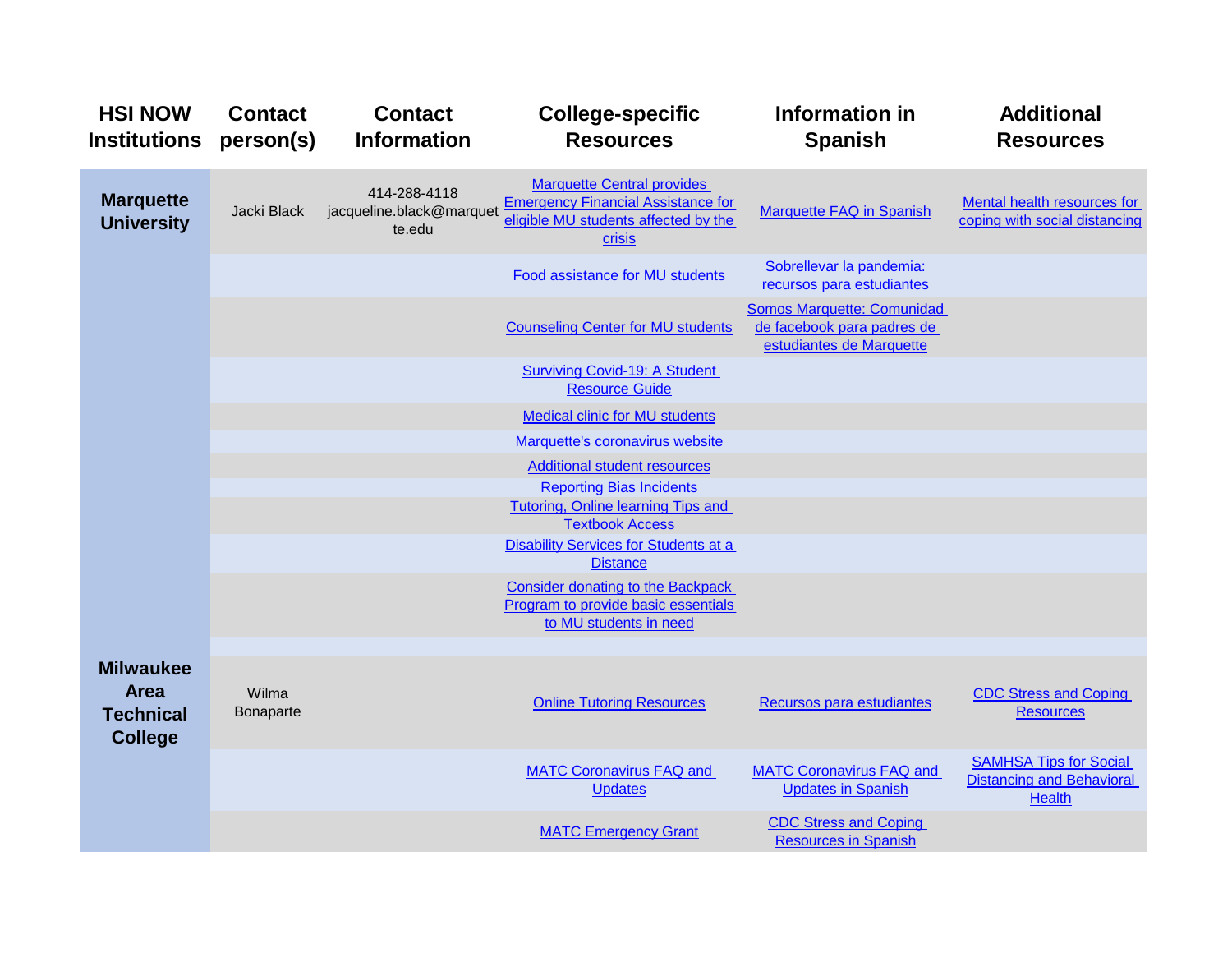| HSI NOW Institutions | Contact person(s) | Contact Information | College-specific Resources | Information in Spanish | Additional Resources |
|---|---|---|---|---|---|
| **Marquette University** | Jacki Black | 414-288-4118 jacqueline.black@marquette.edu | Marquette Central provides Emergency Financial Assistance for eligible MU students affected by the crisis | Marquette FAQ in Spanish | Mental health resources for coping with social distancing |
| | | | Food assistance for MU students | Sobrellevar la pandemia: recursos para estudiantes | |
| | | | Counseling Center for MU students | Somos Marquette: Comunidad de facebook para padres de estudiantes de Marquette | |
| | | | Surviving Covid-19: A Student Resource Guide | | |
| | | | Medical clinic for MU students | | |
| | | | Marquette's coronavirus website | | |
| | | | Additional student resources | | |
| | | | Reporting Bias Incidents | | |
| | | | Tutoring, Online learning Tips and Textbook Access | | |
| | | | Disability Services for Students at a Distance | | |
| | | | Consider donating to the Backpack Program to provide basic essentials to MU students in need | | |
| | | | | | |
| **Milwaukee Area Technical College** | Wilma Bonaparte | | Online Tutoring Resources | Recursos para estudiantes | CDC Stress and Coping Resources |
| | | | MATC Coronavirus FAQ and Updates | MATC Coronavirus FAQ and Updates in Spanish | SAMHSA Tips for Social Distancing and Behavioral Health |
| | | | MATC Emergency Grant | CDC Stress and Coping Resources in Spanish | |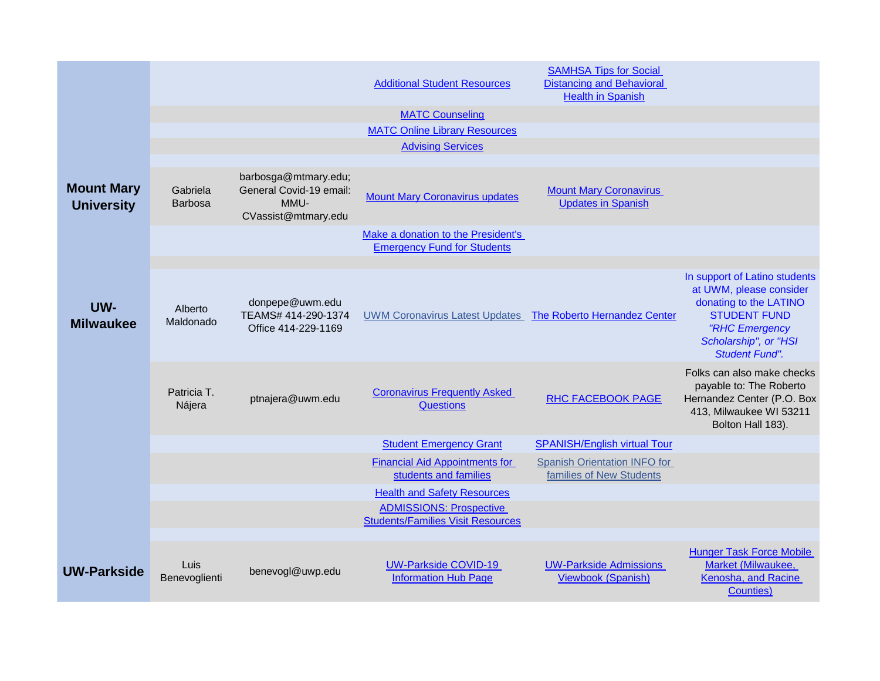| | | | | | |
|---|---|---|---|---|---|
| | | | Additional Student Resources | SAMHSA Tips for Social Distancing and Behavioral Health in Spanish | |
| | | | MATC Counseling | | |
| | | | MATC Online Library Resources | | |
| | | | Advising Services | | |
| | | | | | |
| **Mount Mary University** | Gabriela Barbosa | barbosga@mtmary.edu; General Covid-19 email: MMU-CVassist@mtmary.edu | Mount Mary Coronavirus updates | Mount Mary Coronavirus Updates in Spanish | |
| | | | Make a donation to the President's Emergency Fund for Students | | |
| | | | | | |
| **UW-Milwaukee** | Alberto Maldonado | donpepe@uwm.edu TEAMS# 414-290-1374 Office 414-229-1169 | UWM Coronavirus Latest Updates | The Roberto Hernandez Center | In support of Latino students at UWM, please consider donating to the LATINO STUDENT FUND *"RHC Emergency Scholarship", or "HSI Student Fund".* |
| | Patricia T. Nájera | ptnajera@uwm.edu | Coronavirus Frequently Asked Questions | RHC FACEBOOK PAGE | Folks can also make checks payable to: The Roberto Hernandez Center (P.O. Box 413, Milwaukee WI 53211 Bolton Hall 183). |
| | | | Student Emergency Grant | SPANISH/English virtual Tour | |
| | | | Financial Aid Appointments for students and families | Spanish Orientation INFO for families of New Students | |
| | | | Health and Safety Resources | | |
| | | | ADMISSIONS: Prospective Students/Families Visit Resources | | |
| | | | | | |
| **UW-Parkside** | Luis Benevoglienti | benevogl@uwp.edu | UW-Parkside COVID-19 Information Hub Page | UW-Parkside Admissions Viewbook (Spanish) | Hunger Task Force Mobile Market (Milwaukee, Kenosha, and Racine Counties) |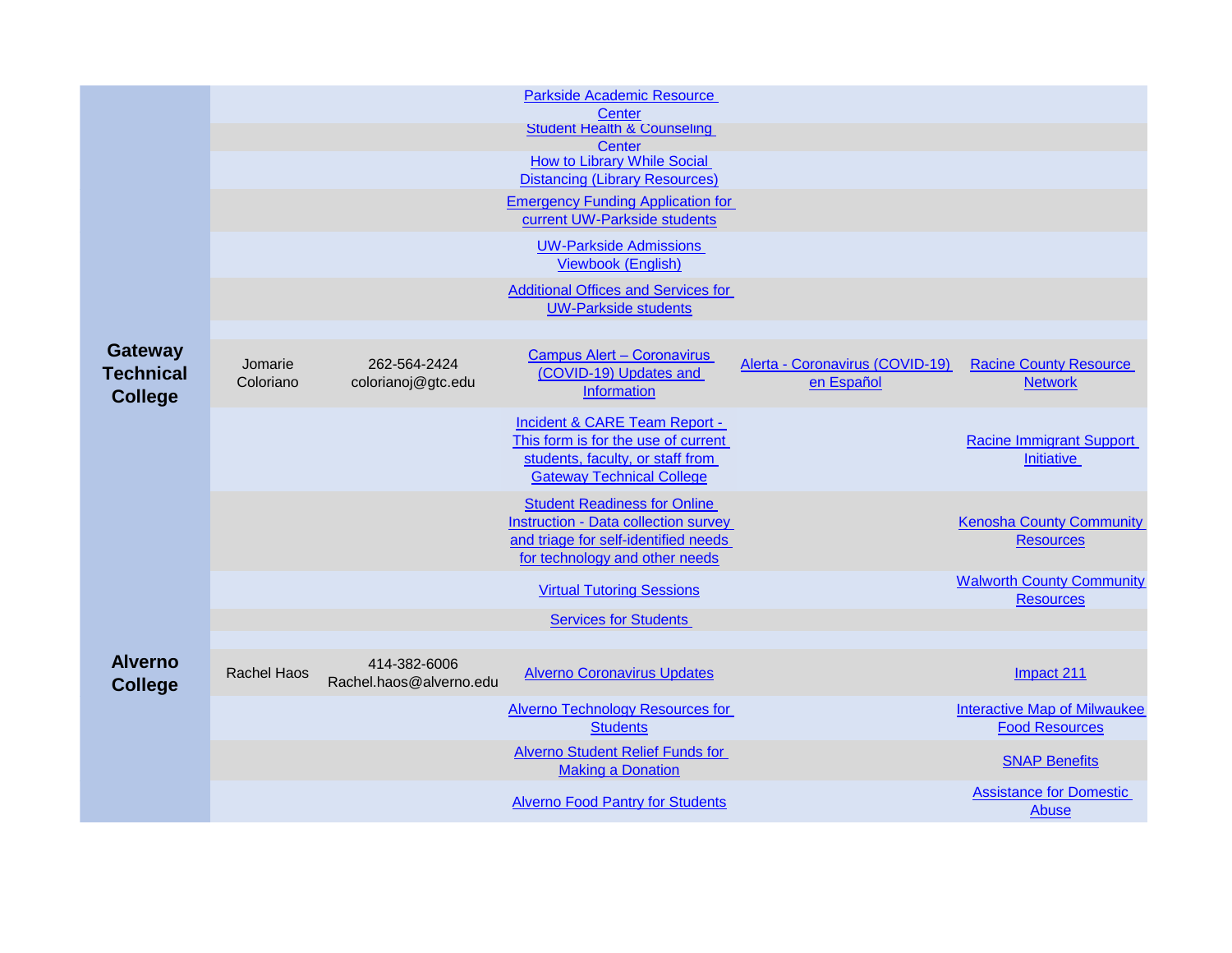| | | | | | |
|---|---|---|---|---|---|
| | | | Parkside Academic Resource Center | | |
| | | | Student Health & Counseling Center | | |
| | | | How to Library While Social Distancing (Library Resources) | | |
| | | | Emergency Funding Application for current UW-Parkside students | | |
| | | | UW-Parkside Admissions Viewbook (English) | | |
| | | | Additional Offices and Services for UW-Parkside students | | |
| | | | | | |
| **Gateway Technical College** | Jomarie Coloriano | 262-564-2424 colorianoj@gtc.edu | Campus Alert – Coronavirus (COVID-19) Updates and Information | Alerta - Coronavirus (COVID-19) en Español | Racine County Resource Network |
| | | | Incident & CARE Team Report - This form is for the use of current students, faculty, or staff from Gateway Technical College | | Racine Immigrant Support Initiative |
| | | | Student Readiness for Online Instruction - Data collection survey and triage for self-identified needs for technology and other needs | | Kenosha County Community Resources |
| | | | Virtual Tutoring Sessions | | Walworth County Community Resources |
| | | | Services for Students | | |
| | | | | | |
| **Alverno College** | Rachel Haos | 414-382-6006 Rachel.haos@alverno.edu | Alverno Coronavirus Updates | | Impact 211 |
| | | | Alverno Technology Resources for Students | | Interactive Map of Milwaukee Food Resources |
| | | | Alverno Student Relief Funds for Making a Donation | | SNAP Benefits |
| | | | Alverno Food Pantry for Students | | Assistance for Domestic Abuse |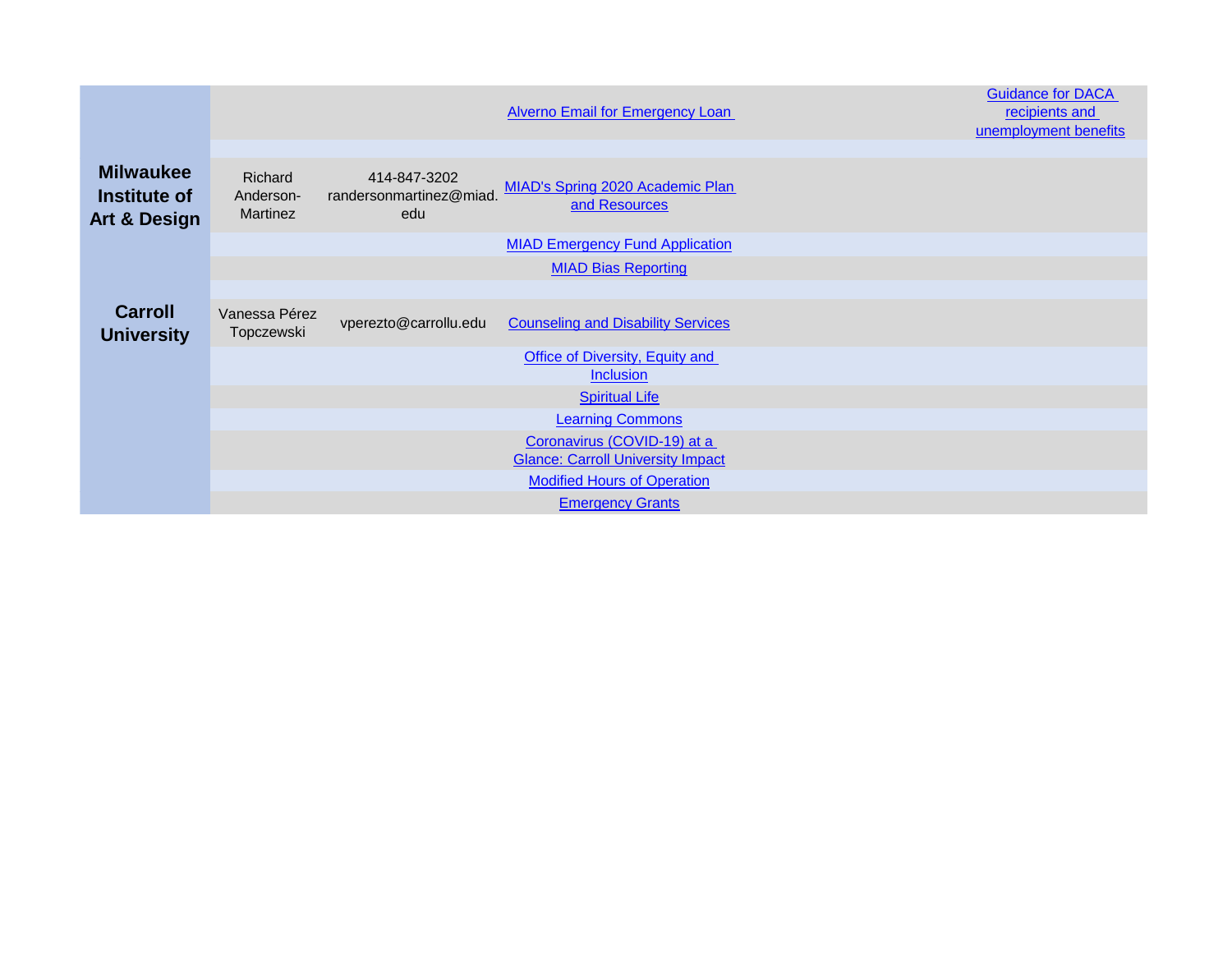| | | | | |
|---|---|---|---|---|
| | | | Alverno Email for Emergency Loan | Guidance for DACA recipients and unemployment benefits |
| | | | | |
| **Milwaukee Institute of Art & Design** | Richard Anderson-Martinez | 414-847-3202 randersonmartinez@miad.edu | MIAD's Spring 2020 Academic Plan and Resources | |
| | | | MIAD Emergency Fund Application | |
| | | | MIAD Bias Reporting | |
| | | | | |
| **Carroll University** | Vanessa Pérez Topczewski | vperezto@carrollu.edu | Counseling and Disability Services | |
| | | | Office of Diversity, Equity and Inclusion | |
| | | | Spiritual Life | |
| | | | Learning Commons | |
| | | | Coronavirus (COVID-19) at a Glance: Carroll University Impact | |
| | | | Modified Hours of Operation | |
| | | | Emergency Grants | |